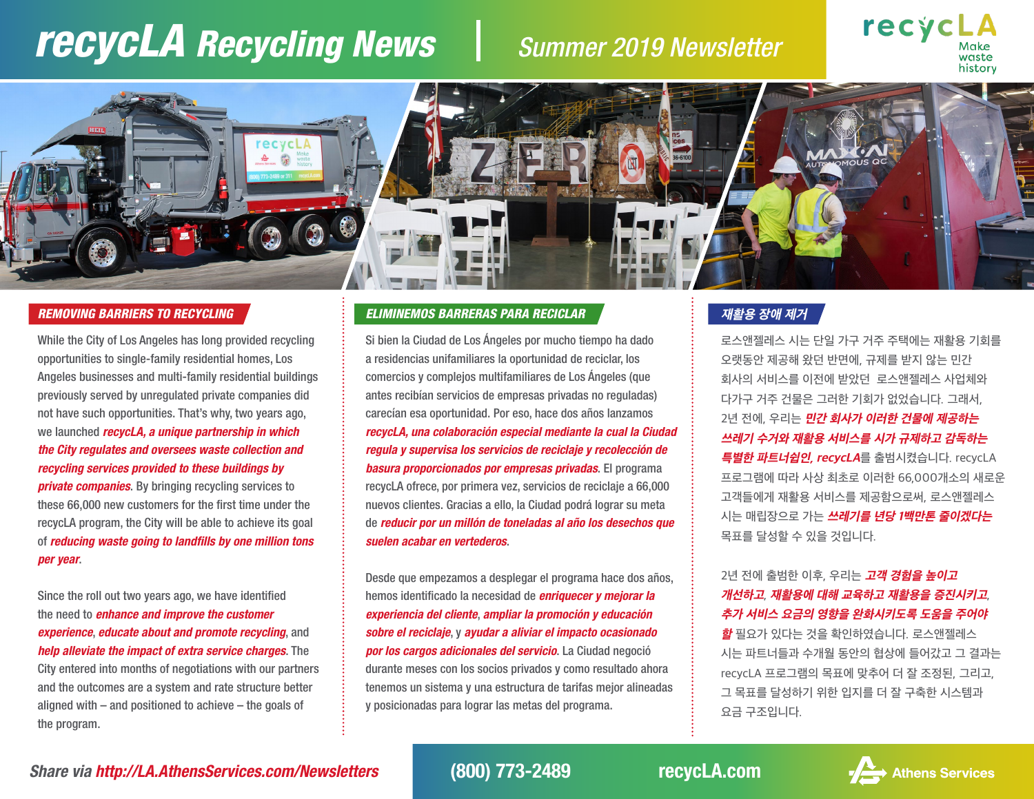# recycLA Recycling News | Summer 2019 Newsletter

recycLA Make waste history

## REMOVING BARRIERS TO RECYCLING

While the City of Los Angeles has long provided recycling opportunities to single-family residential homes, Los Angeles businesses and multi-family residential buildings previously served by unregulated private companies did not have such opportunities. That's why, two years ago, we launched ***recycLA, a unique partnership in which the City regulates and oversees waste collection and recycling services provided to these buildings by private companies***. By bringing recycling services to these 66,000 new customers for the first time under the recycLA program, the City will be able to achieve its goal of ***reducing waste going to landfills by one million tons per year***.

Since the roll out two years ago, we have identified the need to ***enhance and improve the customer experience***, ***educate about and promote recycling***, and ***help alleviate the impact of extra service charges***. The City entered into months of negotiations with our partners and the outcomes are a system and rate structure better aligned with – and positioned to achieve – the goals of the program.

## ELIMINEMOS BARRERAS PARA RECICLAR

Si bien la Ciudad de Los Ángeles por mucho tiempo ha dado a residencias unifamiliares la oportunidad de reciclar, los comercios y complejos multifamiliares de Los Ángeles (que antes recibían servicios de empresas privadas no reguladas) carecían esa oportunidad. Por eso, hace dos años lanzamos ***recycLA, una colaboración especial mediante la cual la Ciudad regula y supervisa los servicios de reciclaje y recolección de basura proporcionados por empresas privadas***. El programa recycLA ofrece, por primera vez, servicios de reciclaje a 66,000 nuevos clientes. Gracias a ello, la Ciudad podrá lograr su meta de ***reducir por un millón de toneladas al año los desechos que suelen acabar en vertederos***.

Desde que empezamos a desplegar el programa hace dos años, hemos identificado la necesidad de ***enriquecer y mejorar la experiencia del cliente***, ***ampliar la promoción y educación sobre el reciclaje***, y ***ayudar a aliviar el impacto ocasionado por los cargos adicionales del servicio***. La Ciudad negoció durante meses con los socios privados y como resultado ahora tenemos un sistema y una estructura de tarifas mejor alineadas y posicionadas para lograr las metas del programa.

## 재활용 장애 제거

로스앤젤레스 시는 단일 가구 거주 주택에는 재활용 기회를 오랫동안 제공해 왔던 반면에, 규제를 받지 않는 민간 회사의 서비스를 이전에 받았던 로스앤젤레스 사업체와 다가구 거주 건물은 그러한 기회가 없었습니다. 그래서, 2년 전에, 우리는 ***민간 회사가 이러한 건물에 제공하는 쓰레기 수거와 재활용 서비스를 시가 규제하고 감독하는 특별한 파트너쉽인, recycLA***를 출범시켰습니다. recycLA 프로그램에 따라 사상 최초로 이러한 66,000개소의 새로운 고객들에게 재활용 서비스를 제공함으로써, 로스앤젤레스 시는 매립장으로 가는 ***쓰레기를 년당 1백만톤 줄이겠다는*** 목표를 달성할 수 있을 것입니다.

2년 전에 출범한 이후, 우리는 ***고객 경험을 높이고 개선하고***, ***재활용에 대해 교육하고 재활용을 증진시키고***, ***추가 서비스 요금의 영향을 완화시키도록 도움을 주어야 할*** 필요가 있다는 것을 확인하였습니다. 로스앤젤레스 시는 파트너들과 수개월 동안의 협상에 들어갔고 그 결과는 recycLA 프로그램의 목표에 맞추어 더 잘 조정된, 그리고, 그 목표를 달성하기 위한 입지를 더 잘 구축한 시스템과 요금 구조입니다.

Share via http://LA.AthensServices.com/Newsletters | (800) 773-2489 | recycLA.com | Athens Services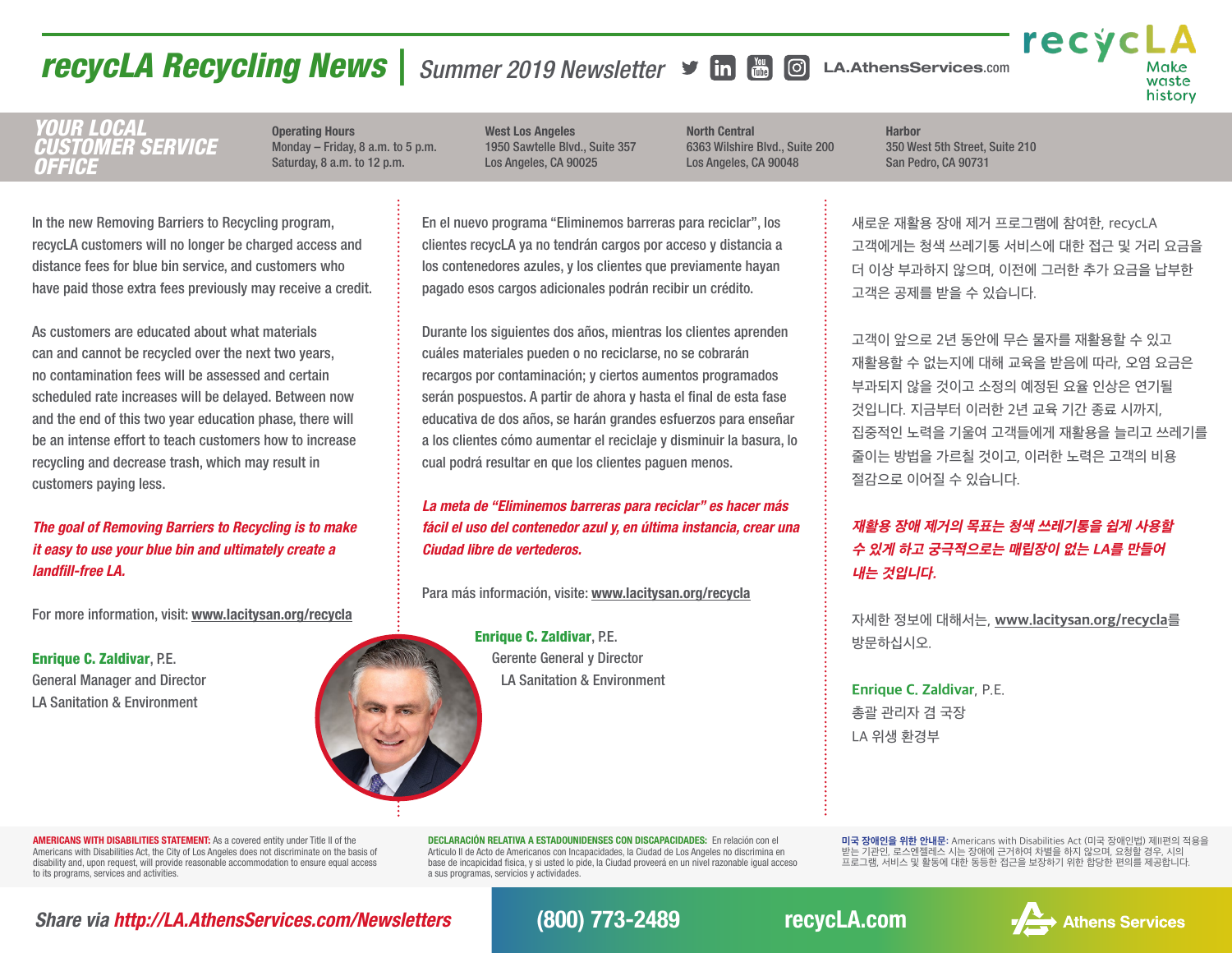# recycLA Recycling News | Summer 2019 Newsletter

LA.AthensServices.com

recycLA — Make waste history

## YOUR LOCAL CUSTOMER SERVICE OFFICE

**Operating Hours**
Monday – Friday, 8 a.m. to 5 p.m.
Saturday, 8 a.m. to 12 p.m.

**West Los Angeles**
1950 Sawtelle Blvd., Suite 357
Los Angeles, CA 90025

**North Central**
6363 Wilshire Blvd., Suite 200
Los Angeles, CA 90048

**Harbor**
350 West 5th Street, Suite 210
San Pedro, CA 90731

In the new Removing Barriers to Recycling program, recycLA customers will no longer be charged access and distance fees for blue bin service, and customers who have paid those extra fees previously may receive a credit.

As customers are educated about what materials can and cannot be recycled over the next two years, no contamination fees will be assessed and certain scheduled rate increases will be delayed. Between now and the end of this two year education phase, there will be an intense effort to teach customers how to increase recycling and decrease trash, which may result in customers paying less.

***The goal of Removing Barriers to Recycling is to make it easy to use your blue bin and ultimately create a landfill-free LA.***

For more information, visit: www.lacitysan.org/recycla

**Enrique C. Zaldivar**, P.E.
General Manager and Director
LA Sanitation & Environment

En el nuevo programa "Eliminemos barreras para reciclar", los clientes recycLA ya no tendrán cargos por acceso y distancia a los contenedores azules, y los clientes que previamente hayan pagado esos cargos adicionales podrán recibir un crédito.

Durante los siguientes dos años, mientras los clientes aprenden cuáles materiales pueden o no reciclarse, no se cobrarán recargos por contaminación; y ciertos aumentos programados serán pospuestos. A partir de ahora y hasta el final de esta fase educativa de dos años, se harán grandes esfuerzos para enseñar a los clientes cómo aumentar el reciclaje y disminuir la basura, lo cual podrá resultar en que los clientes paguen menos.

***La meta de "Eliminemos barreras para reciclar" es hacer más fácil el uso del contenedor azul y, en última instancia, crear una Ciudad libre de vertederos.***

Para más información, visite: www.lacitysan.org/recycla

**Enrique C. Zaldivar**, P.E.
Gerente General y Director
LA Sanitation & Environment

새로운 재활용 장애 제거 프로그램에 참여한, recycLA 고객에게는 청색 쓰레기통 서비스에 대한 접근 및 거리 요금을 더 이상 부과하지 않으며, 이전에 그러한 추가 요금을 납부한 고객은 공제를 받을 수 있습니다.

고객이 앞으로 2년 동안에 무슨 물자를 재활용할 수 있고 재활용할 수 없는지에 대해 교육을 받음에 따라, 오염 요금은 부과되지 않을 것이고 소정의 예정된 요율 인상은 연기될 것입니다. 지금부터 이러한 2년 교육 기간 종료 시까지, 집중적인 노력을 기울여 고객들에게 재활용을 늘리고 쓰레기를 줄이는 방법을 가르칠 것이고, 이러한 노력은 고객의 비용 절감으로 이어질 수 있습니다.

***재활용 장애 제거의 목표는 청색 쓰레기통을 쉽게 사용할 수 있게 하고 궁극적으로는 매립장이 없는 LA를 만들어 내는 것입니다.***

자세한 정보에 대해서는, www.lacitysan.org/recycla를 방문하십시오.

**Enrique C. Zaldivar**, P.E.
총괄 관리자 겸 국장
LA 위생 환경부

**AMERICANS WITH DISABILITIES STATEMENT:** As a covered entity under Title II of the Americans with Disabilities Act, the City of Los Angeles does not discriminate on the basis of disability and, upon request, will provide reasonable accommodation to ensure equal access to its programs, services and activities.

**DECLARACIÓN RELATIVA A ESTADOUNIDENSES CON DISCAPACIDADES:** En relación con el Artículo II de Acto de Americanos con Incapacidades, la Ciudad de Los Angeles no discrimina en base de incapacidad física, y si usted lo pide, la Ciudad proveerá en un nivel razonable igual acceso a sus programas, servicios y actividades.

**미국 장애인을 위한 안내문:** Americans with Disabilities Act (미국 장애인법) 제II편의 적용을 받는 기관인, 로스엔젤레스 시는 장애에 근거하여 차별을 하지 않으며, 요청할 경우, 시의 프로그램, 서비스 및 활동에 대한 동등한 접근을 보장하기 위한 합당한 편의를 제공합니다.

Share via http://LA.AthensServices.com/Newsletters | (800) 773-2489 | recycLA.com | Athens Services